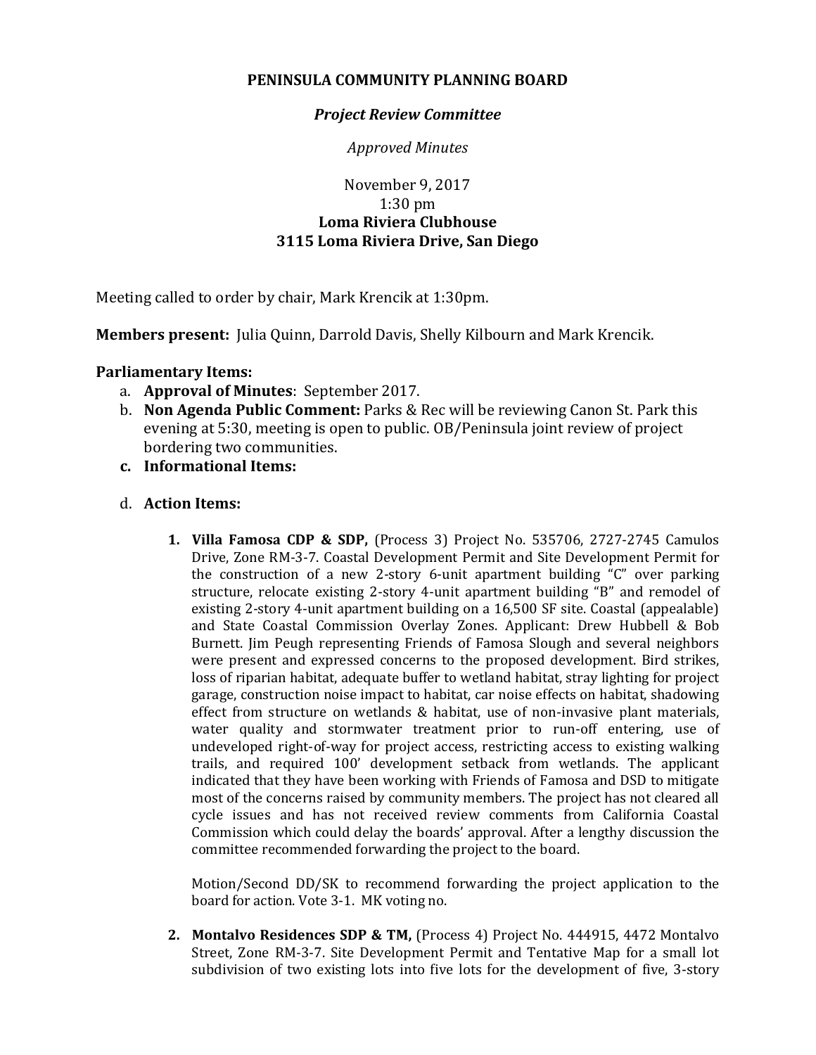# PENINSULA COMMUNITY PLANNING BOARD

## *Project Review Committee*

*Approved Minutes*

November 9, 2017
1:30 pm
**Loma Riviera Clubhouse**
**3115 Loma Riviera Drive, San Diego**

Meeting called to order by chair, Mark Krencik at 1:30pm.

**Members present:** Julia Quinn, Darrold Davis, Shelly Kilbourn and Mark Krencik.

**Parliamentary Items:**

a. **Approval of Minutes**: September 2017.
b. **Non Agenda Public Comment:** Parks & Rec will be reviewing Canon St. Park this evening at 5:30, meeting is open to public. OB/Peninsula joint review of project bordering two communities.
c. **Informational Items:**

d. **Action Items:**

1. **Villa Famosa CDP & SDP,** (Process 3) Project No. 535706, 2727-2745 Camulos Drive, Zone RM-3-7. Coastal Development Permit and Site Development Permit for the construction of a new 2-story 6-unit apartment building "C" over parking structure, relocate existing 2-story 4-unit apartment building "B" and remodel of existing 2-story 4-unit apartment building on a 16,500 SF site. Coastal (appealable) and State Coastal Commission Overlay Zones. Applicant: Drew Hubbell & Bob Burnett. Jim Peugh representing Friends of Famosa Slough and several neighbors were present and expressed concerns to the proposed development. Bird strikes, loss of riparian habitat, adequate buffer to wetland habitat, stray lighting for project garage, construction noise impact to habitat, car noise effects on habitat, shadowing effect from structure on wetlands & habitat, use of non-invasive plant materials, water quality and stormwater treatment prior to run-off entering, use of undeveloped right-of-way for project access, restricting access to existing walking trails, and required 100' development setback from wetlands. The applicant indicated that they have been working with Friends of Famosa and DSD to mitigate most of the concerns raised by community members. The project has not cleared all cycle issues and has not received review comments from California Coastal Commission which could delay the boards' approval. After a lengthy discussion the committee recommended forwarding the project to the board.

   Motion/Second DD/SK to recommend forwarding the project application to the board for action. Vote 3-1. MK voting no.

2. **Montalvo Residences SDP & TM,** (Process 4) Project No. 444915, 4472 Montalvo Street, Zone RM-3-7. Site Development Permit and Tentative Map for a small lot subdivision of two existing lots into five lots for the development of five, 3-story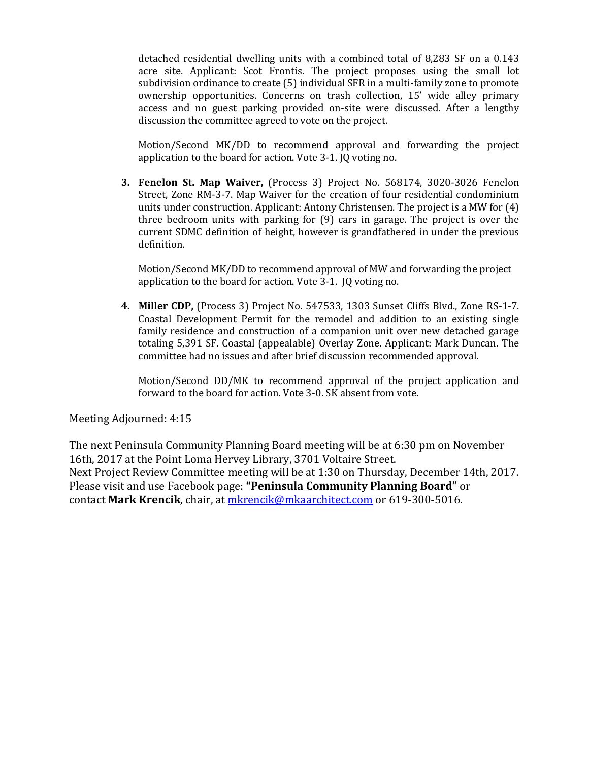detached residential dwelling units with a combined total of 8,283 SF on a 0.143 acre site. Applicant: Scot Frontis. The project proposes using the small lot subdivision ordinance to create (5) individual SFR in a multi-family zone to promote ownership opportunities. Concerns on trash collection, 15' wide alley primary access and no guest parking provided on-site were discussed. After a lengthy discussion the committee agreed to vote on the project.

Motion/Second MK/DD to recommend approval and forwarding the project application to the board for action. Vote 3-1. JQ voting no.

3. **Fenelon St. Map Waiver,** (Process 3) Project No. 568174, 3020-3026 Fenelon Street, Zone RM-3-7. Map Waiver for the creation of four residential condominium units under construction. Applicant: Antony Christensen. The project is a MW for (4) three bedroom units with parking for (9) cars in garage. The project is over the current SDMC definition of height, however is grandfathered in under the previous definition.

   Motion/Second MK/DD to recommend approval of MW and forwarding the project application to the board for action. Vote 3-1. JQ voting no.

4. **Miller CDP,** (Process 3) Project No. 547533, 1303 Sunset Cliffs Blvd., Zone RS-1-7. Coastal Development Permit for the remodel and addition to an existing single family residence and construction of a companion unit over new detached garage totaling 5,391 SF. Coastal (appealable) Overlay Zone. Applicant: Mark Duncan. The committee had no issues and after brief discussion recommended approval.

   Motion/Second DD/MK to recommend approval of the project application and forward to the board for action. Vote 3-0. SK absent from vote.

Meeting Adjourned: 4:15

The next Peninsula Community Planning Board meeting will be at 6:30 pm on November 16th, 2017 at the Point Loma Hervey Library, 3701 Voltaire Street.
Next Project Review Committee meeting will be at 1:30 on Thursday, December 14th, 2017.
Please visit and use Facebook page: **"Peninsula Community Planning Board"** or contact **Mark Krencik**, chair, at mkrencik@mkaarchitect.com or 619-300-5016.